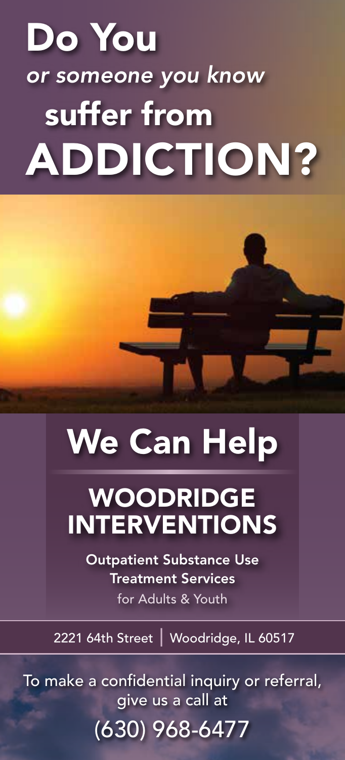# Do You *or someone you know* suffer from ADDICTION?

## We Can Help

## WOODRIDGE INTERVENTIONS

**Outpatient Substance Use Treatment Services**
for Adults & Youth

2221 64th Street | Woodridge, IL 60517

To make a confidential inquiry or referral, give us a call at

(630) 968-6477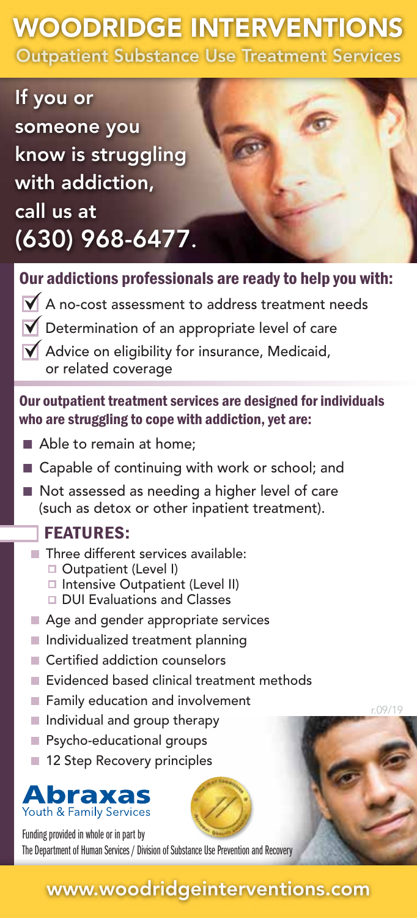# WOODRIDGE INTERVENTIONS

## Outpatient Substance Use Treatment Services

**If you or someone you know is struggling with addiction, call us at (630) 968-6477.**

### Our addictions professionals are ready to help you with:

- ☑ A no-cost assessment to address treatment needs
- ☑ Determination of an appropriate level of care
- ☑ Advice on eligibility for insurance, Medicaid, or related coverage

### Our outpatient treatment services are designed for individuals who are struggling to cope with addiction, yet are:

- Able to remain at home;
- Capable of continuing with work or school; and
- Not assessed as needing a higher level of care (such as detox or other inpatient treatment).

### FEATURES:

- Three different services available:
  - Outpatient (Level I)
  - Intensive Outpatient (Level II)
  - DUI Evaluations and Classes
- Age and gender appropriate services
- Individualized treatment planning
- Certified addiction counselors
- Evidenced based clinical treatment methods
- Family education and involvement
- Individual and group therapy
- Psycho-educational groups
- 12 Step Recovery principles

r.09/19

**Abraxas**
Youth & Family Services

Funding provided in whole or in part by
The Department of Human Services / Division of Substance Use Prevention and Recovery

**www.woodridgeinterventions.com**